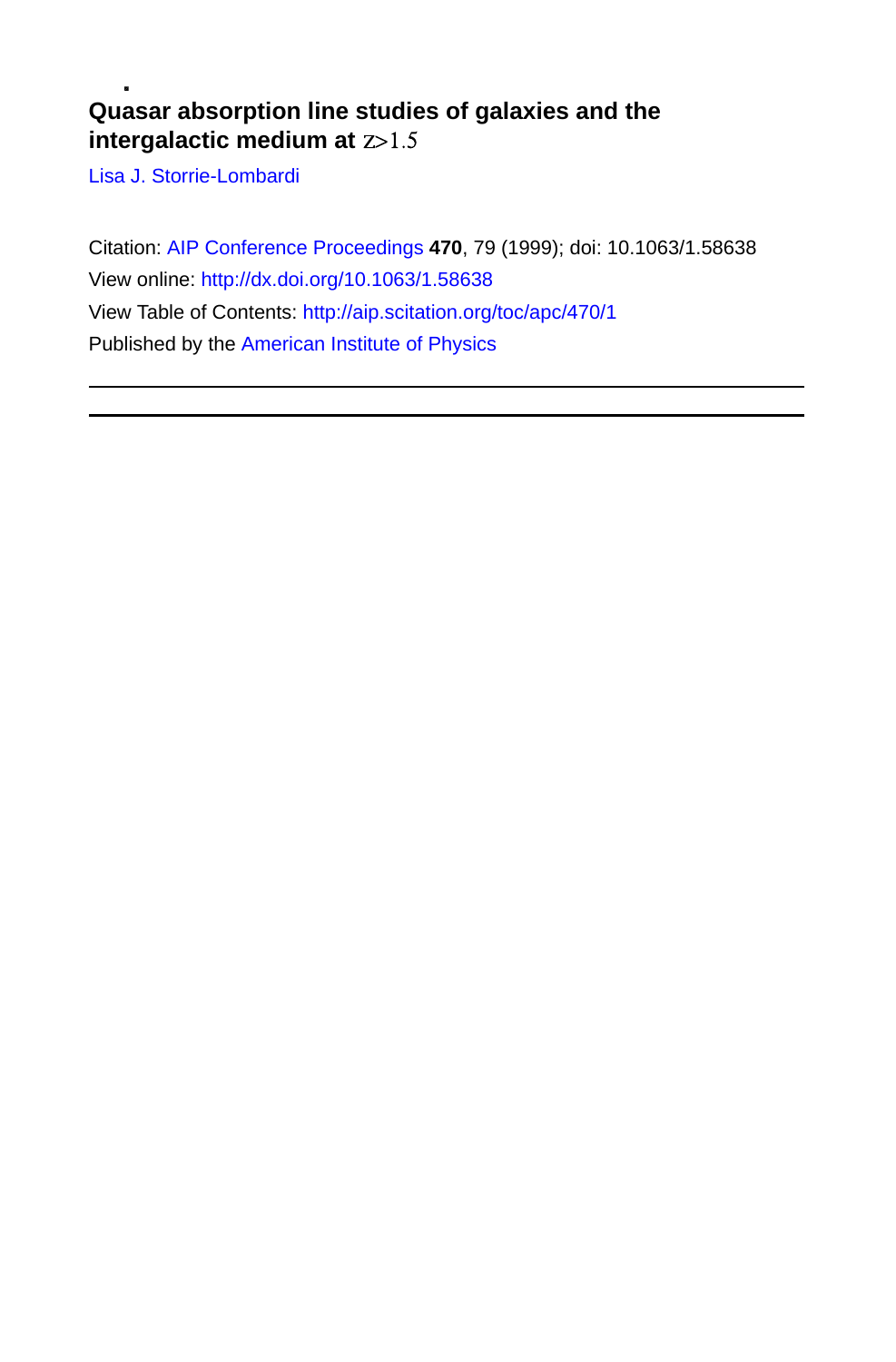# Quasar absorption line studies of galaxies and the intergalactic medium at $z>1.5$

Lisa J. Storrie-Lombardi

Citation: AIP Conference Proceedings **470**, 79 (1999); doi: 10.1063/1.58638

View online: http://dx.doi.org/10.1063/1.58638

View Table of Contents: http://aip.scitation.org/toc/apc/470/1

Published by the American Institute of Physics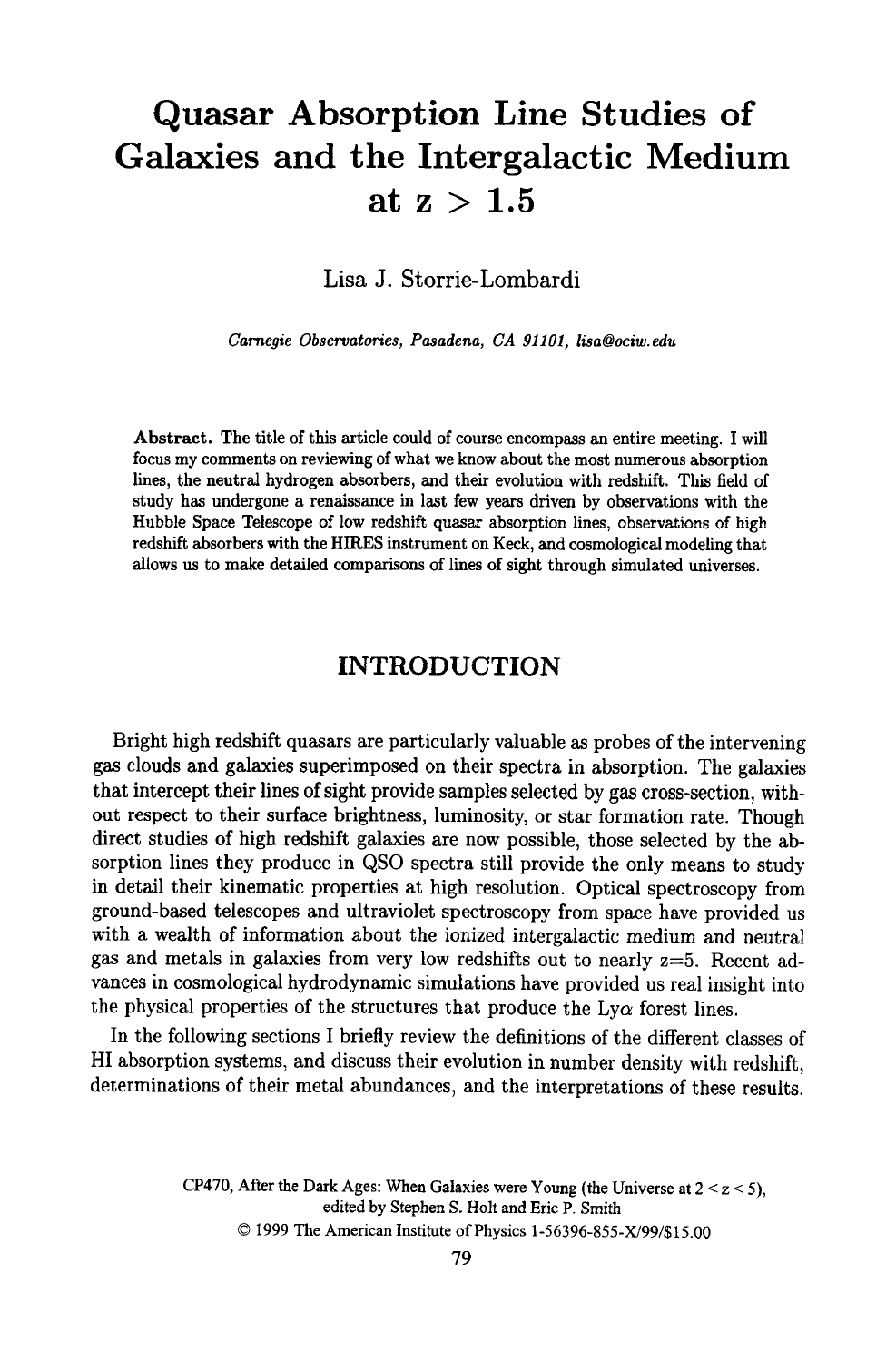# Quasar Absorption Line Studies of Galaxies and the Intergalactic Medium at z > 1.5

Lisa J. Storrie-Lombardi

*Carnegie Observatories, Pasadena, CA 91101, lisa@ociw.edu*

**Abstract.** The title of this article could of course encompass an entire meeting. I will focus my comments on reviewing of what we know about the most numerous absorption lines, the neutral hydrogen absorbers, and their evolution with redshift. This field of study has undergone a renaissance in last few years driven by observations with the Hubble Space Telescope of low redshift quasar absorption lines, observations of high redshift absorbers with the HIRES instrument on Keck, and cosmological modeling that allows us to make detailed comparisons of lines of sight through simulated universes.

## INTRODUCTION

Bright high redshift quasars are particularly valuable as probes of the intervening gas clouds and galaxies superimposed on their spectra in absorption. The galaxies that intercept their lines of sight provide samples selected by gas cross-section, without respect to their surface brightness, luminosity, or star formation rate. Though direct studies of high redshift galaxies are now possible, those selected by the absorption lines they produce in QSO spectra still provide the only means to study in detail their kinematic properties at high resolution. Optical spectroscopy from ground-based telescopes and ultraviolet spectroscopy from space have provided us with a wealth of information about the ionized intergalactic medium and neutral gas and metals in galaxies from very low redshifts out to nearly z=5. Recent advances in cosmological hydrodynamic simulations have provided us real insight into the physical properties of the structures that produce the Ly$\alpha$ forest lines.

In the following sections I briefly review the definitions of the different classes of HI absorption systems, and discuss their evolution in number density with redshift, determinations of their metal abundances, and the interpretations of these results.

CP470, After the Dark Ages: When Galaxies were Young (the Universe at $2 < z < 5$), edited by Stephen S. Holt and Eric P. Smith

© 1999 The American Institute of Physics 1-56396-855-X/99/$15.00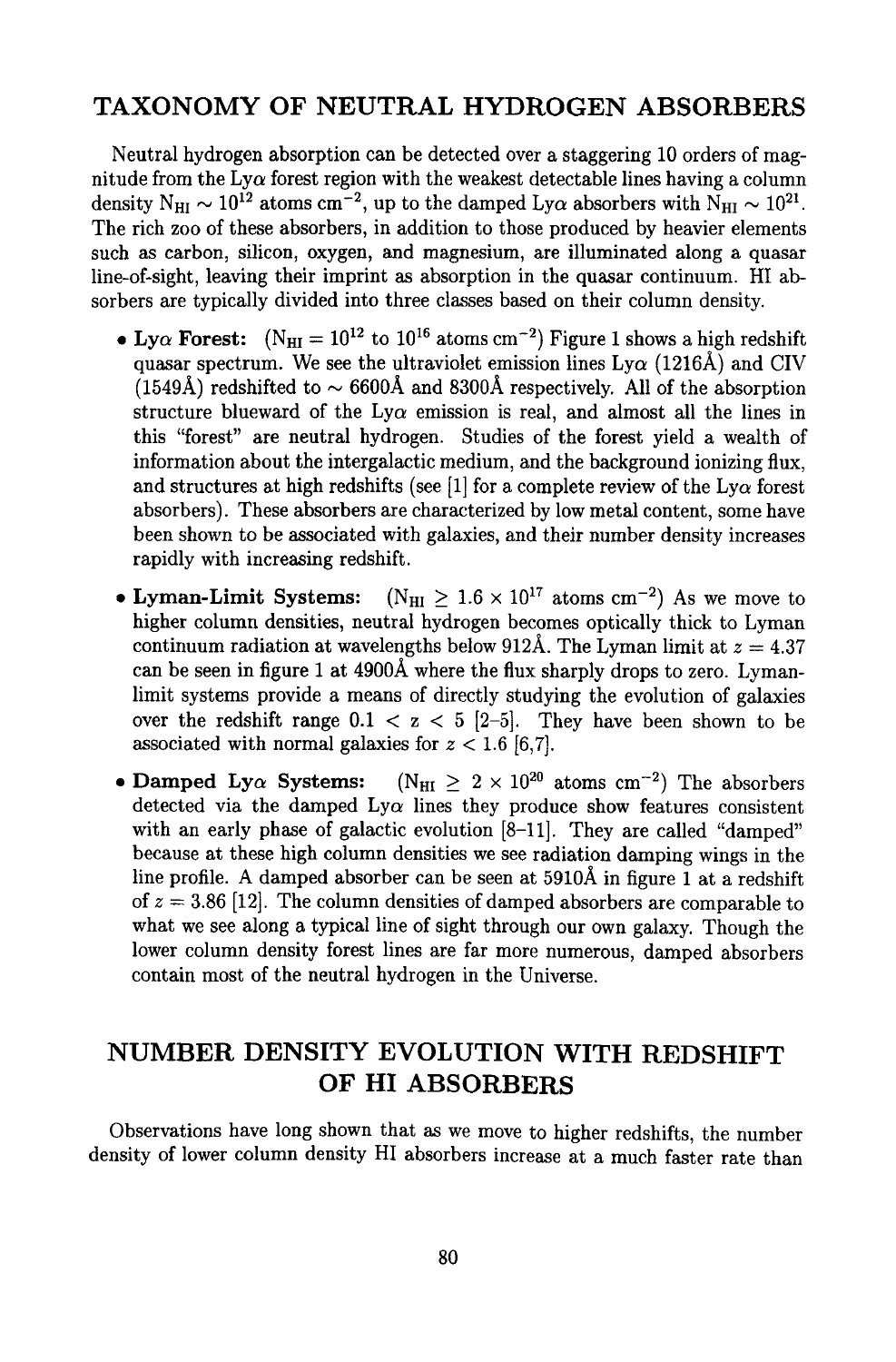## TAXONOMY OF NEUTRAL HYDROGEN ABSORBERS

Neutral hydrogen absorption can be detected over a staggering 10 orders of magnitude from the Ly$\alpha$ forest region with the weakest detectable lines having a column density $N_{HI} \sim 10^{12}$ atoms cm$^{-2}$, up to the damped Ly$\alpha$ absorbers with $N_{HI} \sim 10^{21}$. The rich zoo of these absorbers, in addition to those produced by heavier elements such as carbon, silicon, oxygen, and magnesium, are illuminated along a quasar line-of-sight, leaving their imprint as absorption in the quasar continuum. HI absorbers are typically divided into three classes based on their column density.

- **Ly$\alpha$ Forest:** ($N_{HI} = 10^{12}$ to $10^{16}$ atoms cm$^{-2}$) Figure 1 shows a high redshift quasar spectrum. We see the ultraviolet emission lines Ly$\alpha$ (1216Å) and CIV (1549Å) redshifted to $\sim$ 6600Å and 8300Å respectively. All of the absorption structure blueward of the Ly$\alpha$ emission is real, and almost all the lines in this "forest" are neutral hydrogen. Studies of the forest yield a wealth of information about the intergalactic medium, and the background ionizing flux, and structures at high redshifts (see [1] for a complete review of the Ly$\alpha$ forest absorbers). These absorbers are characterized by low metal content, some have been shown to be associated with galaxies, and their number density increases rapidly with increasing redshift.
- **Lyman-Limit Systems:** ($N_{HI} \geq 1.6 \times 10^{17}$ atoms cm$^{-2}$) As we move to higher column densities, neutral hydrogen becomes optically thick to Lyman continuum radiation at wavelengths below 912Å. The Lyman limit at $z = 4.37$ can be seen in figure 1 at 4900Å where the flux sharply drops to zero. Lyman-limit systems provide a means of directly studying the evolution of galaxies over the redshift range $0.1 < z < 5$ [2–5]. They have been shown to be associated with normal galaxies for $z < 1.6$ [6,7].
- **Damped Ly$\alpha$ Systems:** ($N_{HI} \geq 2 \times 10^{20}$ atoms cm$^{-2}$) The absorbers detected via the damped Ly$\alpha$ lines they produce show features consistent with an early phase of galactic evolution [8–11]. They are called "damped" because at these high column densities we see radiation damping wings in the line profile. A damped absorber can be seen at 5910Å in figure 1 at a redshift of $z = 3.86$ [12]. The column densities of damped absorbers are comparable to what we see along a typical line of sight through our own galaxy. Though the lower column density forest lines are far more numerous, damped absorbers contain most of the neutral hydrogen in the Universe.

## NUMBER DENSITY EVOLUTION WITH REDSHIFT OF HI ABSORBERS

Observations have long shown that as we move to higher redshifts, the number density of lower column density HI absorbers increase at a much faster rate than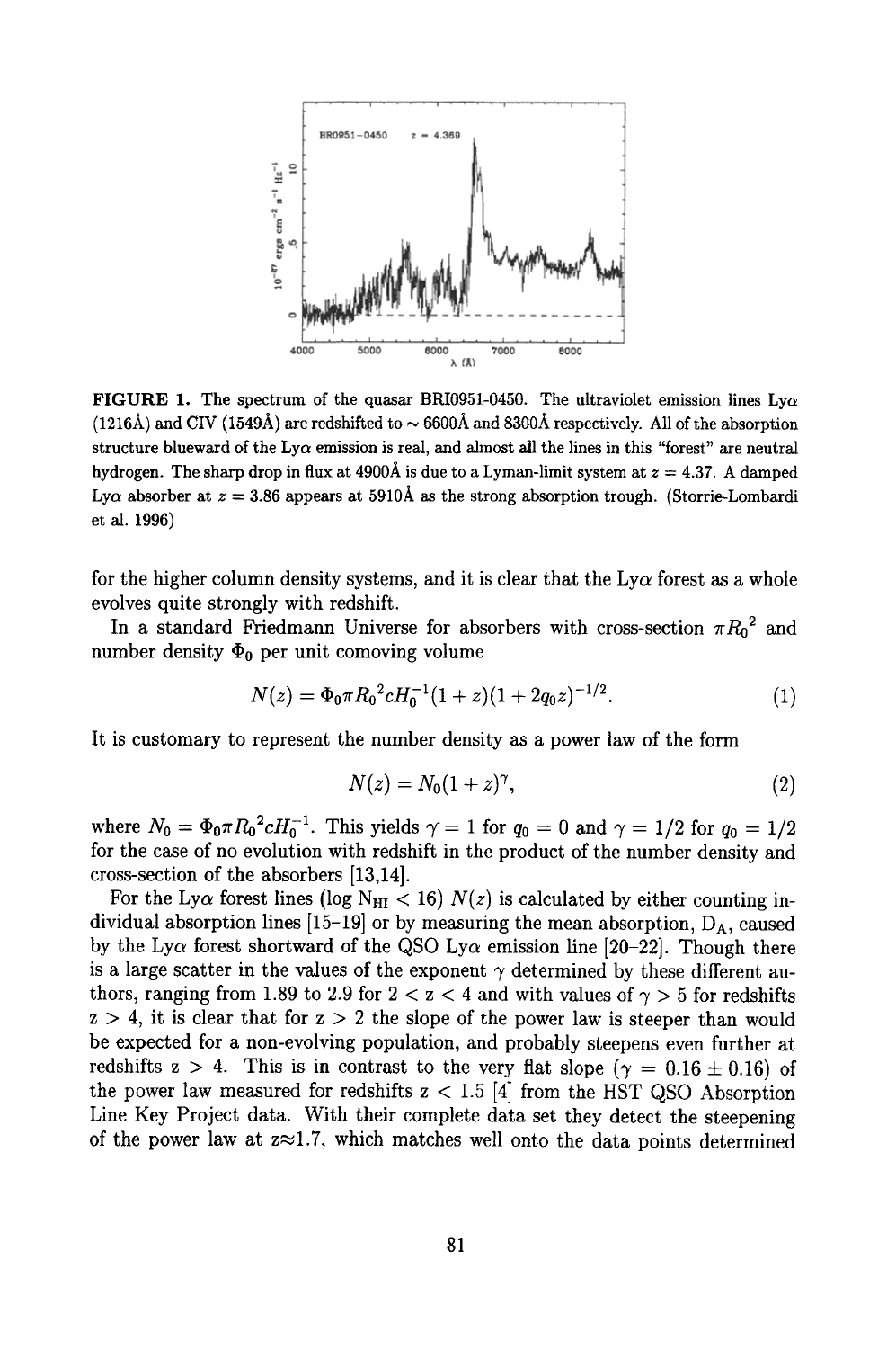FIGURE 1. The spectrum of the quasar BRI0951-0450. The ultraviolet emission lines Ly$\alpha$ (1216Å) and CIV (1549Å) are redshifted to $\sim$ 6600Å and 8300Å respectively. All of the absorption structure blueward of the Ly$\alpha$ emission is real, and almost all the lines in this "forest" are neutral hydrogen. The sharp drop in flux at 4900Å is due to a Lyman-limit system at $z = 4.37$. A damped Ly$\alpha$ absorber at $z = 3.86$ appears at 5910Å as the strong absorption trough. (Storrie-Lombardi et al. 1996)

for the higher column density systems, and it is clear that the Ly$\alpha$ forest as a whole evolves quite strongly with redshift.

In a standard Friedmann Universe for absorbers with cross-section $\pi {R_0}^2$ and number density $\Phi_0$ per unit comoving volume

$$N(z) = \Phi_0 \pi {R_0}^2 c H_0^{-1} (1+z)(1+2q_0 z)^{-1/2}. \tag{1}$$

It is customary to represent the number density as a power law of the form

$$N(z) = N_0(1+z)^{\gamma}, \tag{2}$$

where $N_0 = \Phi_0 \pi {R_0}^2 c H_0^{-1}$. This yields $\gamma = 1$ for $q_0 = 0$ and $\gamma = 1/2$ for $q_0 = 1/2$ for the case of no evolution with redshift in the product of the number density and cross-section of the absorbers [13,14].

For the Ly$\alpha$ forest lines ($\log N_{HI} < 16$) $N(z)$ is calculated by either counting individual absorption lines [15–19] or by measuring the mean absorption, $D_A$, caused by the Ly$\alpha$ forest shortward of the QSO Ly$\alpha$ emission line [20–22]. Though there is a large scatter in the values of the exponent $\gamma$ determined by these different authors, ranging from 1.89 to 2.9 for $2 < z < 4$ and with values of $\gamma > 5$ for redshifts $z > 4$, it is clear that for $z > 2$ the slope of the power law is steeper than would be expected for a non-evolving population, and probably steepens even further at redshifts $z > 4$. This is in contrast to the very flat slope ($\gamma = 0.16 \pm 0.16$) of the power law measured for redshifts $z < 1.5$ [4] from the HST QSO Absorption Line Key Project data. With their complete data set they detect the steepening of the power law at $z \approx 1.7$, which matches well onto the data points determined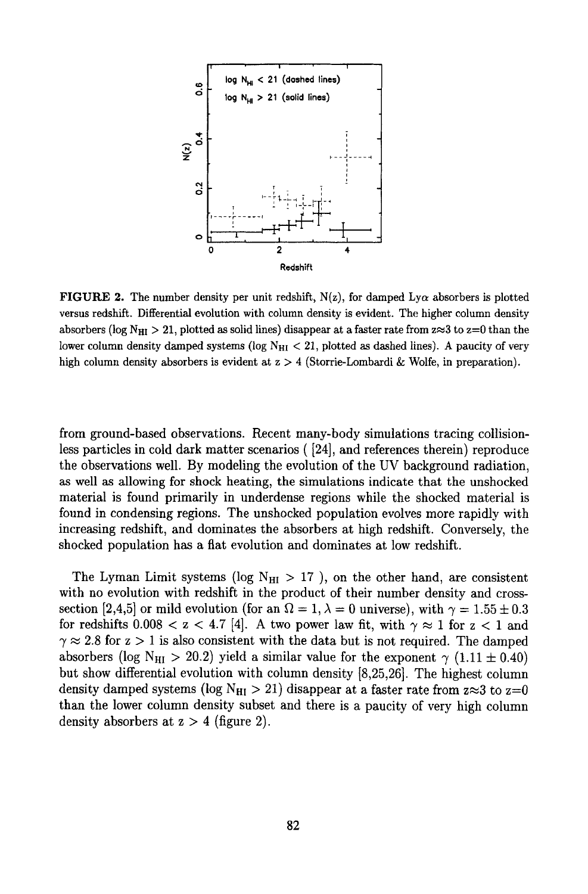FIGURE 2. The number density per unit redshift, N(z), for damped Ly$\alpha$ absorbers is plotted versus redshift. Differential evolution with column density is evident. The higher column density absorbers (log $N_{HI} > 21$, plotted as solid lines) disappear at a faster rate from z$\approx$3 to z=0 than the lower column density damped systems (log $N_{HI} < 21$, plotted as dashed lines). A paucity of very high column density absorbers is evident at z > 4 (Storrie-Lombardi & Wolfe, in preparation).

from ground-based observations. Recent many-body simulations tracing collisionless particles in cold dark matter scenarios ( [24], and references therein) reproduce the observations well. By modeling the evolution of the UV background radiation, as well as allowing for shock heating, the simulations indicate that the unshocked material is found primarily in underdense regions while the shocked material is found in condensing regions. The unshocked population evolves more rapidly with increasing redshift, and dominates the absorbers at high redshift. Conversely, the shocked population has a flat evolution and dominates at low redshift.

The Lyman Limit systems (log $N_{HI} > 17$ ), on the other hand, are consistent with no evolution with redshift in the product of their number density and cross-section [2,4,5] or mild evolution (for an $\Omega = 1, \lambda = 0$ universe), with $\gamma = 1.55 \pm 0.3$ for redshifts $0.008 < z < 4.7$ [4]. A two power law fit, with $\gamma \approx 1$ for $z < 1$ and $\gamma \approx 2.8$ for $z > 1$ is also consistent with the data but is not required. The damped absorbers (log $N_{HI} > 20.2$) yield a similar value for the exponent $\gamma$ ($1.11 \pm 0.40$) but show differential evolution with column density [8,25,26]. The highest column density damped systems (log $N_{HI} > 21$) disappear at a faster rate from z$\approx$3 to z=0 than the lower column density subset and there is a paucity of very high column density absorbers at z > 4 (figure 2).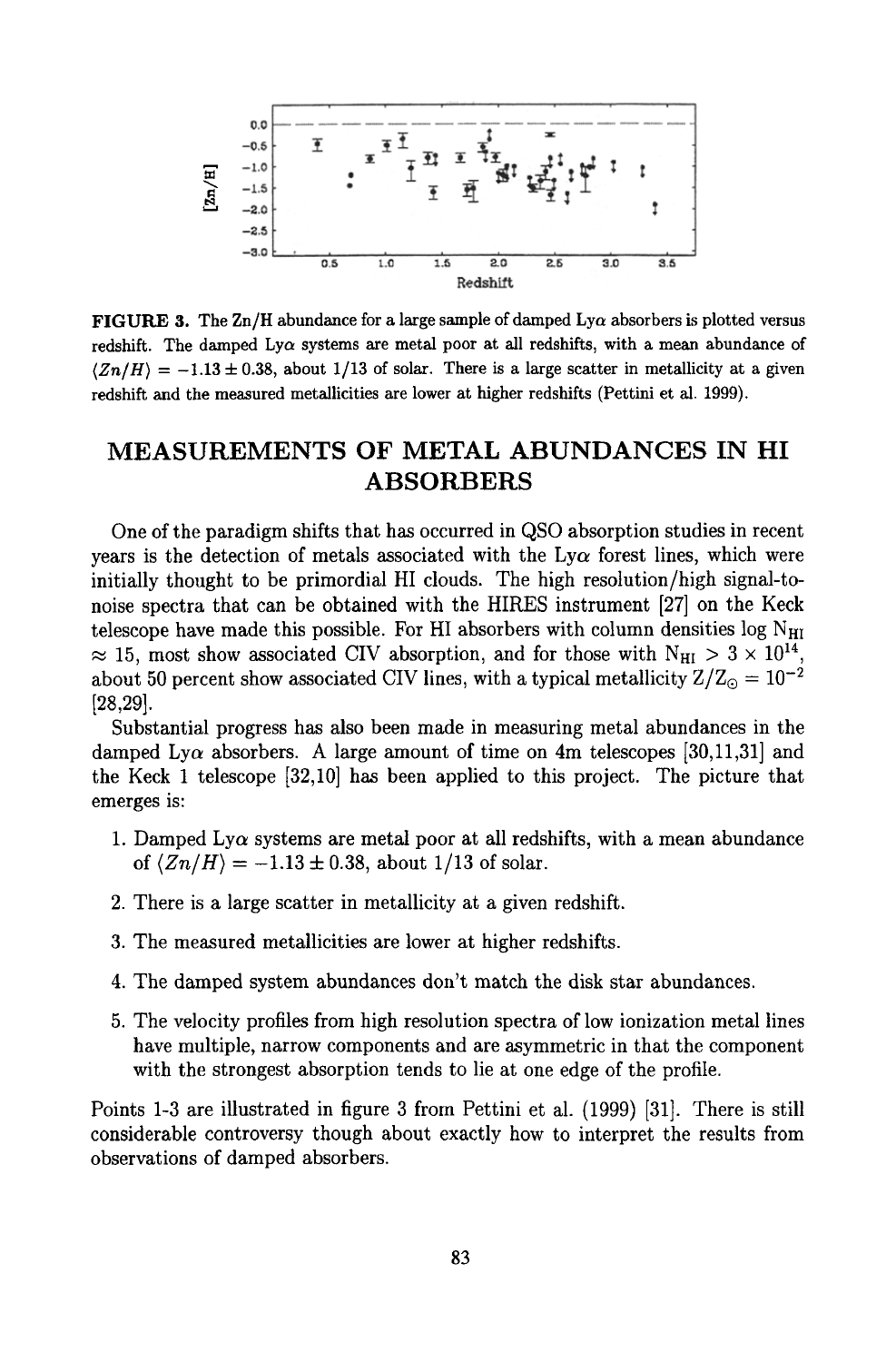FIGURE 3. The Zn/H abundance for a large sample of damped Ly$\alpha$ absorbers is plotted versus redshift. The damped Ly$\alpha$ systems are metal poor at all redshifts, with a mean abundance of $\langle Zn/H \rangle = -1.13 \pm 0.38$, about 1/13 of solar. There is a large scatter in metallicity at a given redshift and the measured metallicities are lower at higher redshifts (Pettini et al. 1999).

## MEASUREMENTS OF METAL ABUNDANCES IN HI ABSORBERS

One of the paradigm shifts that has occurred in QSO absorption studies in recent years is the detection of metals associated with the Ly$\alpha$ forest lines, which were initially thought to be primordial HI clouds. The high resolution/high signal-to-noise spectra that can be obtained with the HIRES instrument [27] on the Keck telescope have made this possible. For HI absorbers with column densities log $N_{HI} \approx 15$, most show associated CIV absorption, and for those with $N_{HI} > 3 \times 10^{14}$, about 50 percent show associated CIV lines, with a typical metallicity $Z/Z_{\odot} = 10^{-2}$ [28,29].

Substantial progress has also been made in measuring metal abundances in the damped Ly$\alpha$ absorbers. A large amount of time on 4m telescopes [30,11,31] and the Keck 1 telescope [32,10] has been applied to this project. The picture that emerges is:

1. Damped Ly$\alpha$ systems are metal poor at all redshifts, with a mean abundance of $\langle Zn/H \rangle = -1.13 \pm 0.38$, about 1/13 of solar.
2. There is a large scatter in metallicity at a given redshift.
3. The measured metallicities are lower at higher redshifts.
4. The damped system abundances don't match the disk star abundances.
5. The velocity profiles from high resolution spectra of low ionization metal lines have multiple, narrow components and are asymmetric in that the component with the strongest absorption tends to lie at one edge of the profile.

Points 1-3 are illustrated in figure 3 from Pettini et al. (1999) [31]. There is still considerable controversy though about exactly how to interpret the results from observations of damped absorbers.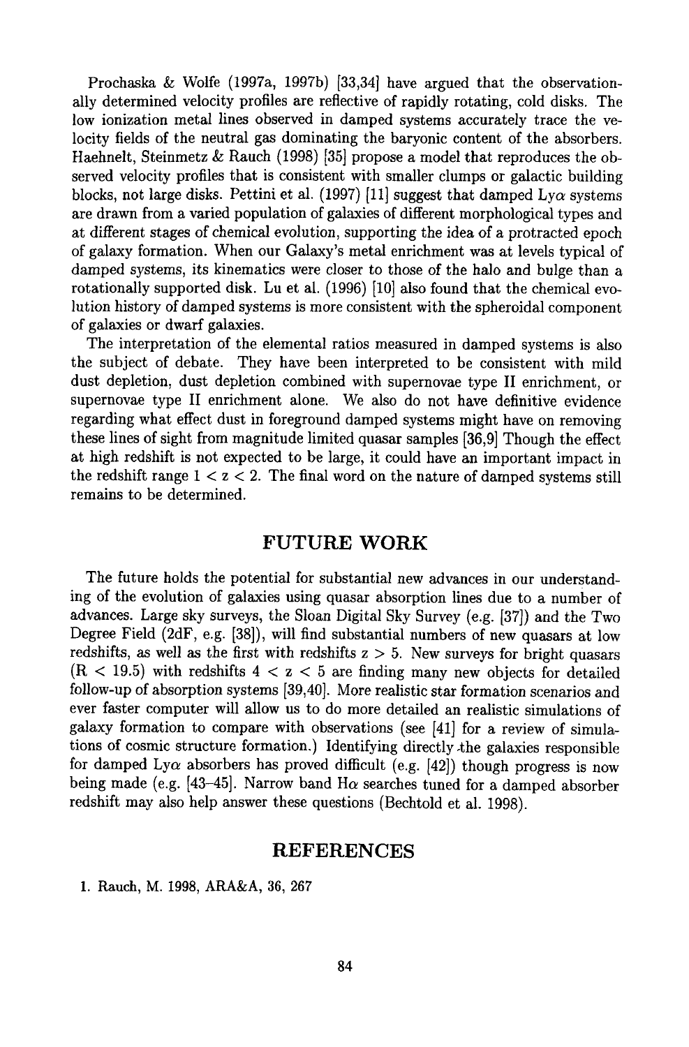Prochaska & Wolfe (1997a, 1997b) [33,34] have argued that the observationally determined velocity profiles are reflective of rapidly rotating, cold disks. The low ionization metal lines observed in damped systems accurately trace the velocity fields of the neutral gas dominating the baryonic content of the absorbers. Haehnelt, Steinmetz & Rauch (1998) [35] propose a model that reproduces the observed velocity profiles that is consistent with smaller clumps or galactic building blocks, not large disks. Pettini et al. (1997) [11] suggest that damped Ly$\alpha$ systems are drawn from a varied population of galaxies of different morphological types and at different stages of chemical evolution, supporting the idea of a protracted epoch of galaxy formation. When our Galaxy's metal enrichment was at levels typical of damped systems, its kinematics were closer to those of the halo and bulge than a rotationally supported disk. Lu et al. (1996) [10] also found that the chemical evolution history of damped systems is more consistent with the spheroidal component of galaxies or dwarf galaxies.

The interpretation of the elemental ratios measured in damped systems is also the subject of debate. They have been interpreted to be consistent with mild dust depletion, dust depletion combined with supernovae type II enrichment, or supernovae type II enrichment alone. We also do not have definitive evidence regarding what effect dust in foreground damped systems might have on removing these lines of sight from magnitude limited quasar samples [36,9] Though the effect at high redshift is not expected to be large, it could have an important impact in the redshift range $1 < z < 2$. The final word on the nature of damped systems still remains to be determined.

## FUTURE WORK

The future holds the potential for substantial new advances in our understanding of the evolution of galaxies using quasar absorption lines due to a number of advances. Large sky surveys, the Sloan Digital Sky Survey (e.g. [37]) and the Two Degree Field (2dF, e.g. [38]), will find substantial numbers of new quasars at low redshifts, as well as the first with redshifts $z > 5$. New surveys for bright quasars ($R < 19.5$) with redshifts $4 < z < 5$ are finding many new objects for detailed follow-up of absorption systems [39,40]. More realistic star formation scenarios and ever faster computer will allow us to do more detailed an realistic simulations of galaxy formation to compare with observations (see [41] for a review of simulations of cosmic structure formation.) Identifying directly the galaxies responsible for damped Ly$\alpha$ absorbers has proved difficult (e.g. [42]) though progress is now being made (e.g. [43–45]. Narrow band H$\alpha$ searches tuned for a damped absorber redshift may also help answer these questions (Bechtold et al. 1998).

## REFERENCES

1. Rauch, M. 1998, ARA&A, 36, 267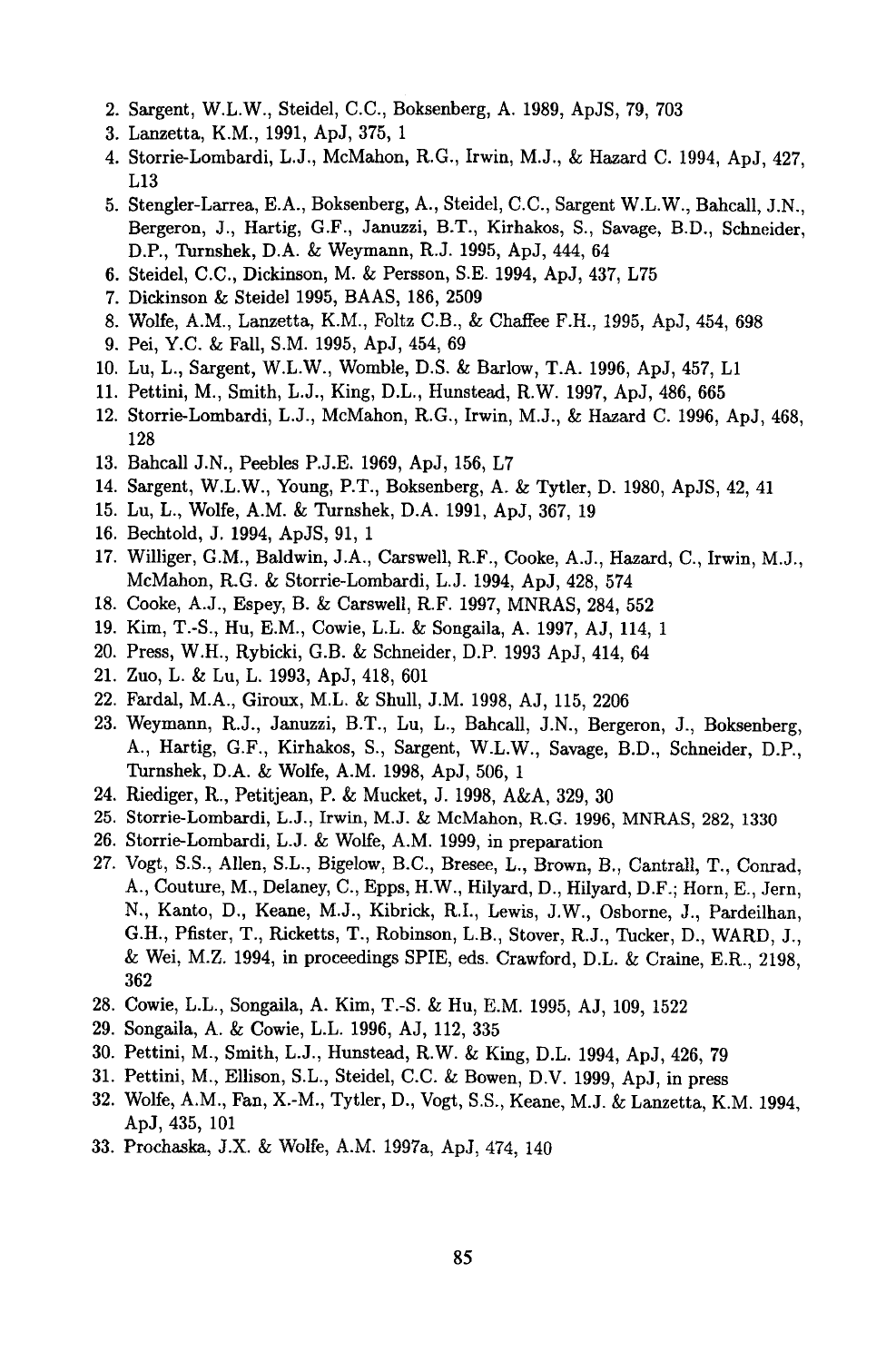2. Sargent, W.L.W., Steidel, C.C., Boksenberg, A. 1989, ApJS, 79, 703
3. Lanzetta, K.M., 1991, ApJ, 375, 1
4. Storrie-Lombardi, L.J., McMahon, R.G., Irwin, M.J., & Hazard C. 1994, ApJ, 427, L13
5. Stengler-Larrea, E.A., Boksenberg, A., Steidel, C.C., Sargent W.L.W., Bahcall, J.N., Bergeron, J., Hartig, G.F., Januzzi, B.T., Kirhakos, S., Savage, B.D., Schneider, D.P., Turnshek, D.A. & Weymann, R.J. 1995, ApJ, 444, 64
6. Steidel, C.C., Dickinson, M. & Persson, S.E. 1994, ApJ, 437, L75
7. Dickinson & Steidel 1995, BAAS, 186, 2509
8. Wolfe, A.M., Lanzetta, K.M., Foltz C.B., & Chaffee F.H., 1995, ApJ, 454, 698
9. Pei, Y.C. & Fall, S.M. 1995, ApJ, 454, 69
10. Lu, L., Sargent, W.L.W., Womble, D.S. & Barlow, T.A. 1996, ApJ, 457, L1
11. Pettini, M., Smith, L.J., King, D.L., Hunstead, R.W. 1997, ApJ, 486, 665
12. Storrie-Lombardi, L.J., McMahon, R.G., Irwin, M.J., & Hazard C. 1996, ApJ, 468, 128
13. Bahcall J.N., Peebles P.J.E. 1969, ApJ, 156, L7
14. Sargent, W.L.W., Young, P.T., Boksenberg, A. & Tytler, D. 1980, ApJS, 42, 41
15. Lu, L., Wolfe, A.M. & Turnshek, D.A. 1991, ApJ, 367, 19
16. Bechtold, J. 1994, ApJS, 91, 1
17. Williger, G.M., Baldwin, J.A., Carswell, R.F., Cooke, A.J., Hazard, C., Irwin, M.J., McMahon, R.G. & Storrie-Lombardi, L.J. 1994, ApJ, 428, 574
18. Cooke, A.J., Espey, B. & Carswell, R.F. 1997, MNRAS, 284, 552
19. Kim, T.-S., Hu, E.M., Cowie, L.L. & Songaila, A. 1997, AJ, 114, 1
20. Press, W.H., Rybicki, G.B. & Schneider, D.P. 1993 ApJ, 414, 64
21. Zuo, L. & Lu, L. 1993, ApJ, 418, 601
22. Fardal, M.A., Giroux, M.L. & Shull, J.M. 1998, AJ, 115, 2206
23. Weymann, R.J., Januzzi, B.T., Lu, L., Bahcall, J.N., Bergeron, J., Boksenberg, A., Hartig, G.F., Kirhakos, S., Sargent, W.L.W., Savage, B.D., Schneider, D.P., Turnshek, D.A. & Wolfe, A.M. 1998, ApJ, 506, 1
24. Riediger, R., Petitjean, P. & Mucket, J. 1998, A&A, 329, 30
25. Storrie-Lombardi, L.J., Irwin, M.J. & McMahon, R.G. 1996, MNRAS, 282, 1330
26. Storrie-Lombardi, L.J. & Wolfe, A.M. 1999, in preparation
27. Vogt, S.S., Allen, S.L., Bigelow, B.C., Bresee, L., Brown, B., Cantrall, T., Conrad, A., Couture, M., Delaney, C., Epps, H.W., Hilyard, D., Hilyard, D.F.; Horn, E., Jern, N., Kanto, D., Keane, M.J., Kibrick, R.I., Lewis, J.W., Osborne, J., Pardeilhan, G.H., Pfister, T., Ricketts, T., Robinson, L.B., Stover, R.J., Tucker, D., WARD, J., & Wei, M.Z. 1994, in proceedings SPIE, eds. Crawford, D.L. & Craine, E.R., 2198, 362
28. Cowie, L.L., Songaila, A. Kim, T.-S. & Hu, E.M. 1995, AJ, 109, 1522
29. Songaila, A. & Cowie, L.L. 1996, AJ, 112, 335
30. Pettini, M., Smith, L.J., Hunstead, R.W. & King, D.L. 1994, ApJ, 426, 79
31. Pettini, M., Ellison, S.L., Steidel, C.C. & Bowen, D.V. 1999, ApJ, in press
32. Wolfe, A.M., Fan, X.-M., Tytler, D., Vogt, S.S., Keane, M.J. & Lanzetta, K.M. 1994, ApJ, 435, 101
33. Prochaska, J.X. & Wolfe, A.M. 1997a, ApJ, 474, 140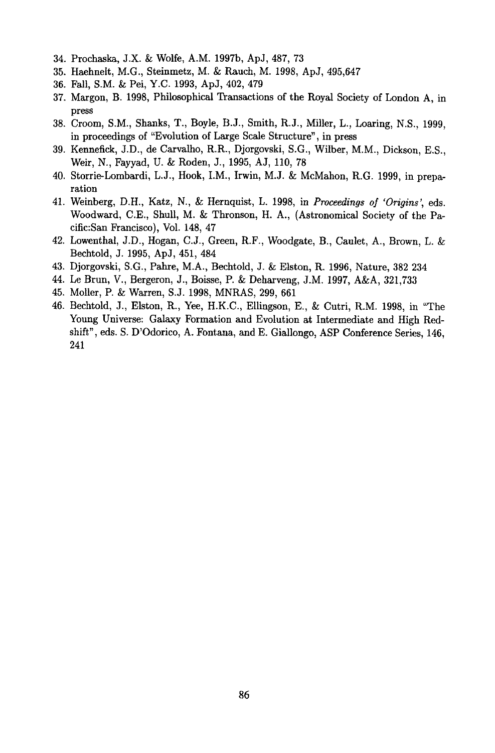34. Prochaska, J.X. & Wolfe, A.M. 1997b, ApJ, 487, 73
35. Haehnelt, M.G., Steinmetz, M. & Rauch, M. 1998, ApJ, 495,647
36. Fall, S.M. & Pei, Y.C. 1993, ApJ, 402, 479
37. Margon, B. 1998, Philosophical Transactions of the Royal Society of London A, in press
38. Croom, S.M., Shanks, T., Boyle, B.J., Smith, R.J., Miller, L., Loaring, N.S., 1999, in proceedings of "Evolution of Large Scale Structure", in press
39. Kennefick, J.D., de Carvalho, R.R., Djorgovski, S.G., Wilber, M.M., Dickson, E.S., Weir, N., Fayyad, U. & Roden, J., 1995, AJ, 110, 78
40. Storrie-Lombardi, L.J., Hook, I.M., Irwin, M.J. & McMahon, R.G. 1999, in preparation
41. Weinberg, D.H., Katz, N., & Hernquist, L. 1998, in *Proceedings of 'Origins'*, eds. Woodward, C.E., Shull, M. & Thronson, H. A., (Astronomical Society of the Pacific:San Francisco), Vol. 148, 47
42. Lowenthal, J.D., Hogan, C.J., Green, R.F., Woodgate, B., Caulet, A., Brown, L. & Bechtold, J. 1995, ApJ, 451, 484
43. Djorgovski, S.G., Pahre, M.A., Bechtold, J. & Elston, R. 1996, Nature, 382 234
44. Le Brun, V., Bergeron, J., Boisse, P. & Deharveng, J.M. 1997, A&A, 321,733
45. Moller, P. & Warren, S.J. 1998, MNRAS, 299, 661
46. Bechtold, J., Elston, R., Yee, H.K.C., Ellingson, E., & Cutri, R.M. 1998, in "The Young Universe: Galaxy Formation and Evolution at Intermediate and High Redshift", eds. S. D'Odorico, A. Fontana, and E. Giallongo, ASP Conference Series, 146, 241